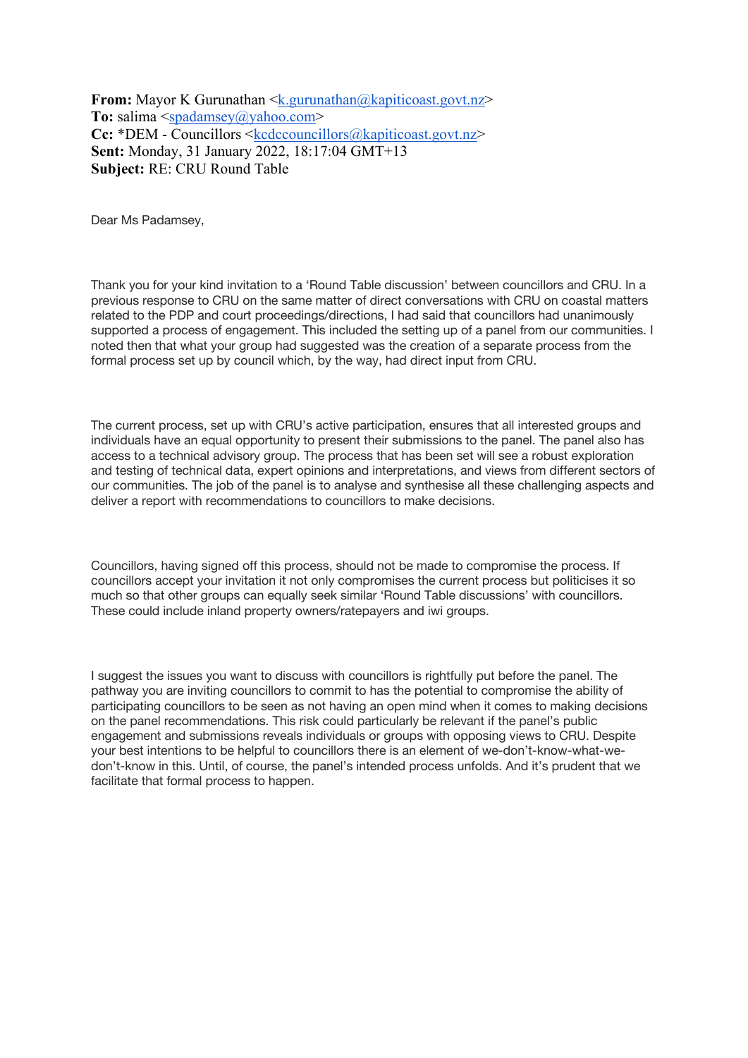**From:** Mayor K Gurunathan <k.gurunathan@kapiticoast.govt.nz>
**To:** salima <spadamsey@yahoo.com>
**Cc:** *DEM - Councillors <kcdccouncillors@kapiticoast.govt.nz>
**Sent:** Monday, 31 January 2022, 18:17:04 GMT+13
**Subject:** RE: CRU Round Table

Dear Ms Padamsey,

Thank you for your kind invitation to a 'Round Table discussion' between councillors and CRU. In a previous response to CRU on the same matter of direct conversations with CRU on coastal matters related to the PDP and court proceedings/directions, I had said that councillors had unanimously supported a process of engagement. This included the setting up of a panel from our communities. I noted then that what your group had suggested was the creation of a separate process from the formal process set up by council which, by the way, had direct input from CRU.

The current process, set up with CRU's active participation, ensures that all interested groups and individuals have an equal opportunity to present their submissions to the panel. The panel also has access to a technical advisory group. The process that has been set will see a robust exploration and testing of technical data, expert opinions and interpretations, and views from different sectors of our communities. The job of the panel is to analyse and synthesise all these challenging aspects and deliver a report with recommendations to councillors to make decisions.

Councillors, having signed off this process, should not be made to compromise the process. If councillors accept your invitation it not only compromises the current process but politicises it so much so that other groups can equally seek similar 'Round Table discussions' with councillors. These could include inland property owners/ratepayers and iwi groups.

I suggest the issues you want to discuss with councillors is rightfully put before the panel. The pathway you are inviting councillors to commit to has the potential to compromise the ability of participating councillors to be seen as not having an open mind when it comes to making decisions on the panel recommendations. This risk could particularly be relevant if the panel's public engagement and submissions reveals individuals or groups with opposing views to CRU. Despite your best intentions to be helpful to councillors there is an element of we-don't-know-what-we-don't-know in this. Until, of course, the panel's intended process unfolds. And it's prudent that we facilitate that formal process to happen.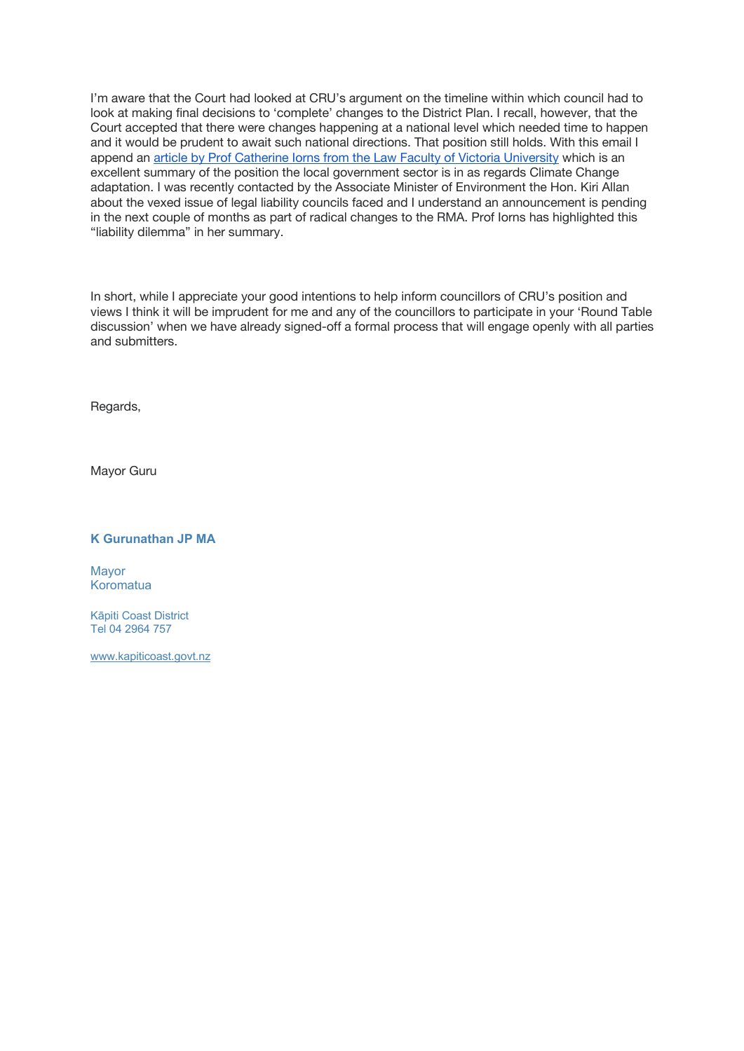I'm aware that the Court had looked at CRU's argument on the timeline within which council had to look at making final decisions to 'complete' changes to the District Plan. I recall, however, that the Court accepted that there were changes happening at a national level which needed time to happen and it would be prudent to await such national directions. That position still holds. With this email I append an [article by Prof Catherine Iorns from the Law Faculty of Victoria University]() which is an excellent summary of the position the local government sector is in as regards Climate Change adaptation. I was recently contacted by the Associate Minister of Environment the Hon. Kiri Allan about the vexed issue of legal liability councils faced and I understand an announcement is pending in the next couple of months as part of radical changes to the RMA. Prof Iorns has highlighted this "liability dilemma" in her summary.

In short, while I appreciate your good intentions to help inform councillors of CRU's position and views I think it will be imprudent for me and any of the councillors to participate in your 'Round Table discussion' when we have already signed-off a formal process that will engage openly with all parties and submitters.

Regards,

Mayor Guru

**K Gurunathan JP MA**

Mayor
Koromatua

Kāpiti Coast District
Tel 04 2964 757

www.kapiticoast.govt.nz